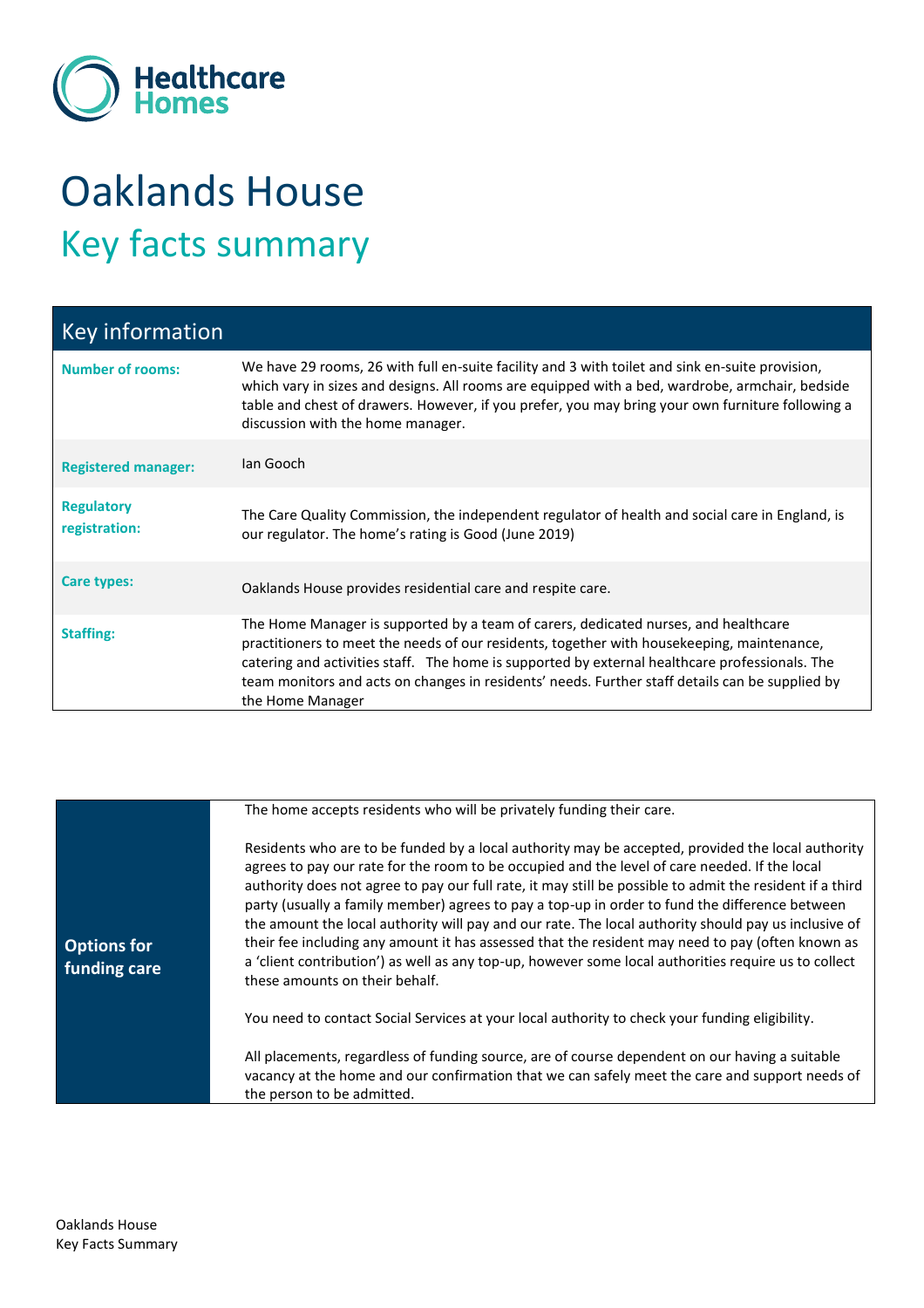Healthcare Homes

# Oaklands House

## Key facts summary

| Key information | |
|---|---|
| **Number of rooms:** | We have 29 rooms, 26 with full en-suite facility and 3 with toilet and sink en-suite provision, which vary in sizes and designs. All rooms are equipped with a bed, wardrobe, armchair, bedside table and chest of drawers. However, if you prefer, you may bring your own furniture following a discussion with the home manager. |
| **Registered manager:** | Ian Gooch |
| **Regulatory registration:** | The Care Quality Commission, the independent regulator of health and social care in England, is our regulator. The home's rating is Good (June 2019) |
| **Care types:** | Oaklands House provides residential care and respite care. |
| **Staffing:** | The Home Manager is supported by a team of carers, dedicated nurses, and healthcare practitioners to meet the needs of our residents, together with housekeeping, maintenance, catering and activities staff. The home is supported by external healthcare professionals. The team monitors and acts on changes in residents' needs. Further staff details can be supplied by the Home Manager |

| **Options for funding care** | |
|---|---|
| | The home accepts residents who will be privately funding their care.<br><br>Residents who are to be funded by a local authority may be accepted, provided the local authority agrees to pay our rate for the room to be occupied and the level of care needed. If the local authority does not agree to pay our full rate, it may still be possible to admit the resident if a third party (usually a family member) agrees to pay a top-up in order to fund the difference between the amount the local authority will pay and our rate. The local authority should pay us inclusive of their fee including any amount it has assessed that the resident may need to pay (often known as a 'client contribution') as well as any top-up, however some local authorities require us to collect these amounts on their behalf.<br><br>You need to contact Social Services at your local authority to check your funding eligibility.<br><br>All placements, regardless of funding source, are of course dependent on our having a suitable vacancy at the home and our confirmation that we can safely meet the care and support needs of the person to be admitted. |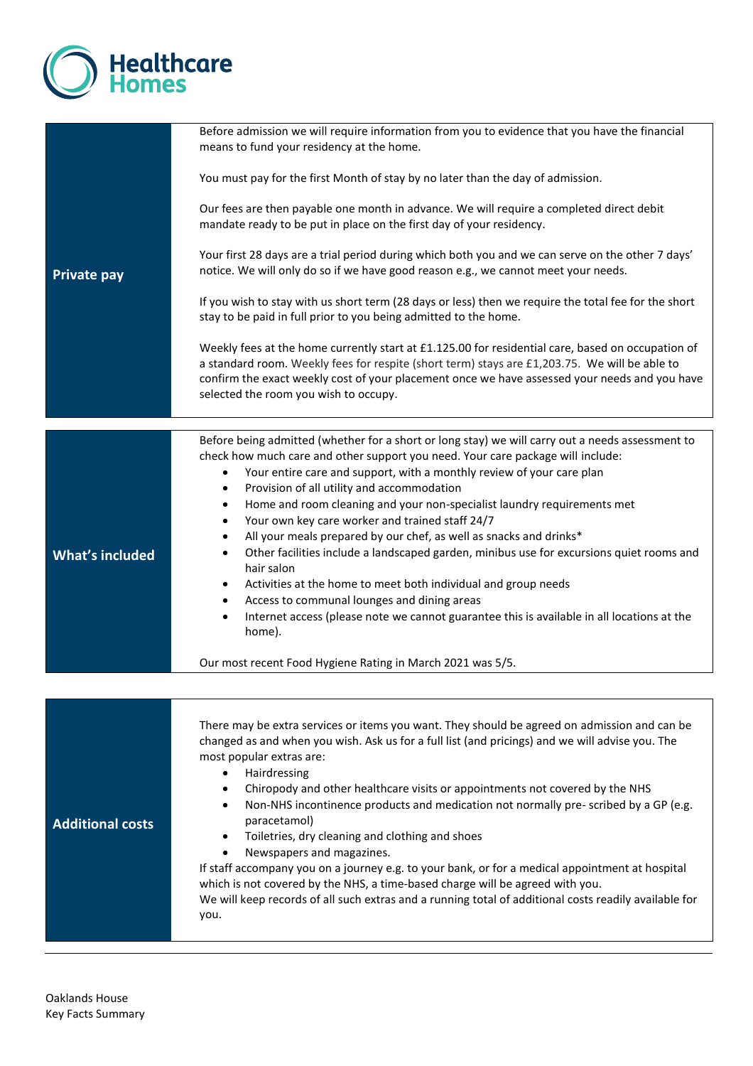| | |
|---|---|
| **Private pay** | Before admission we will require information from you to evidence that you have the financial means to fund your residency at the home.<br><br>You must pay for the first Month of stay by no later than the day of admission.<br><br>Our fees are then payable one month in advance. We will require a completed direct debit mandate ready to be put in place on the first day of your residency.<br><br>Your first 28 days are a trial period during which both you and we can serve on the other 7 days' notice. We will only do so if we have good reason e.g., we cannot meet your needs.<br><br>If you wish to stay with us short term (28 days or less) then we require the total fee for the short stay to be paid in full prior to you being admitted to the home.<br><br>Weekly fees at the home currently start at £1.125.00 for residential care, based on occupation of a standard room. Weekly fees for respite (short term) stays are £1,203.75. We will be able to confirm the exact weekly cost of your placement once we have assessed your needs and you have selected the room you wish to occupy. |

| | |
|---|---|
| **What's included** | Before being admitted (whether for a short or long stay) we will carry out a needs assessment to check how much care and other support you need. Your care package will include:<br>• Your entire care and support, with a monthly review of your care plan<br>• Provision of all utility and accommodation<br>• Home and room cleaning and your non-specialist laundry requirements met<br>• Your own key care worker and trained staff 24/7<br>• All your meals prepared by our chef, as well as snacks and drinks*<br>• Other facilities include a landscaped garden, minibus use for excursions quiet rooms and hair salon<br>• Activities at the home to meet both individual and group needs<br>• Access to communal lounges and dining areas<br>• Internet access (please note we cannot guarantee this is available in all locations at the home).<br><br>Our most recent Food Hygiene Rating in March 2021 was 5/5. |

| | |
|---|---|
| **Additional costs** | There may be extra services or items you want. They should be agreed on admission and can be changed as and when you wish. Ask us for a full list (and pricings) and we will advise you. The most popular extras are:<br>• Hairdressing<br>• Chiropody and other healthcare visits or appointments not covered by the NHS<br>• Non-NHS incontinence products and medication not normally pre- scribed by a GP (e.g. paracetamol)<br>• Toiletries, dry cleaning and clothing and shoes<br>• Newspapers and magazines.<br>If staff accompany you on a journey e.g. to your bank, or for a medical appointment at hospital which is not covered by the NHS, a time-based charge will be agreed with you.<br>We will keep records of all such extras and a running total of additional costs readily available for you. |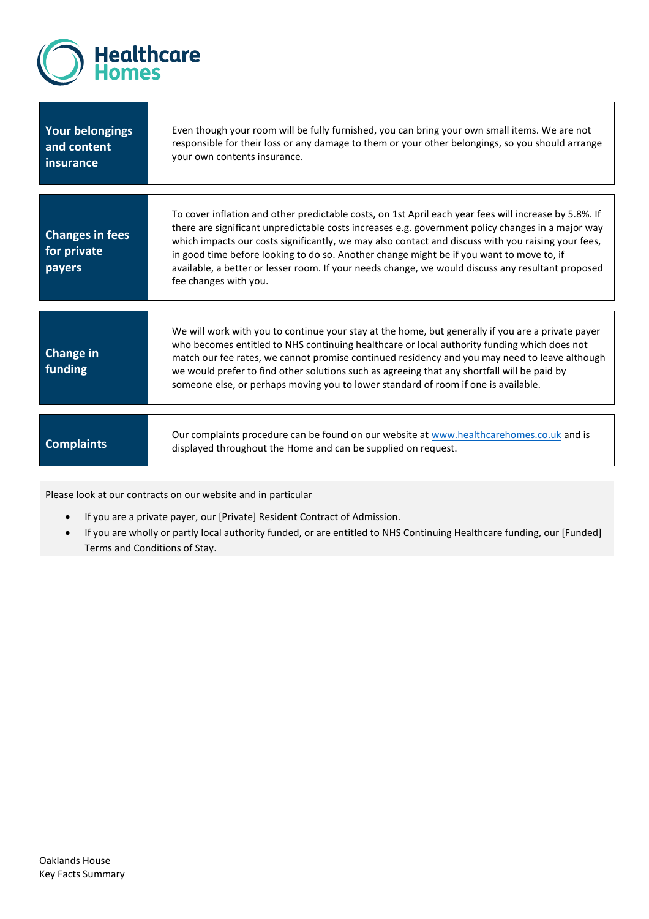| | |
|---|---|
| **Your belongings and content insurance** | Even though your room will be fully furnished, you can bring your own small items. We are not responsible for their loss or any damage to them or your other belongings, so you should arrange your own contents insurance. |
| **Changes in fees for private payers** | To cover inflation and other predictable costs, on 1st April each year fees will increase by 5.8%. If there are significant unpredictable costs increases e.g. government policy changes in a major way which impacts our costs significantly, we may also contact and discuss with you raising your fees, in good time before looking to do so. Another change might be if you want to move to, if available, a better or lesser room. If your needs change, we would discuss any resultant proposed fee changes with you. |
| **Change in funding** | We will work with you to continue your stay at the home, but generally if you are a private payer who becomes entitled to NHS continuing healthcare or local authority funding which does not match our fee rates, we cannot promise continued residency and you may need to leave although we would prefer to find other solutions such as agreeing that any shortfall will be paid by someone else, or perhaps moving you to lower standard of room if one is available. |
| **Complaints** | Our complaints procedure can be found on our website at www.healthcarehomes.co.uk and is displayed throughout the Home and can be supplied on request. |

Please look at our contracts on our website and in particular

- If you are a private payer, our [Private] Resident Contract of Admission.
- If you are wholly or partly local authority funded, or are entitled to NHS Continuing Healthcare funding, our [Funded] Terms and Conditions of Stay.